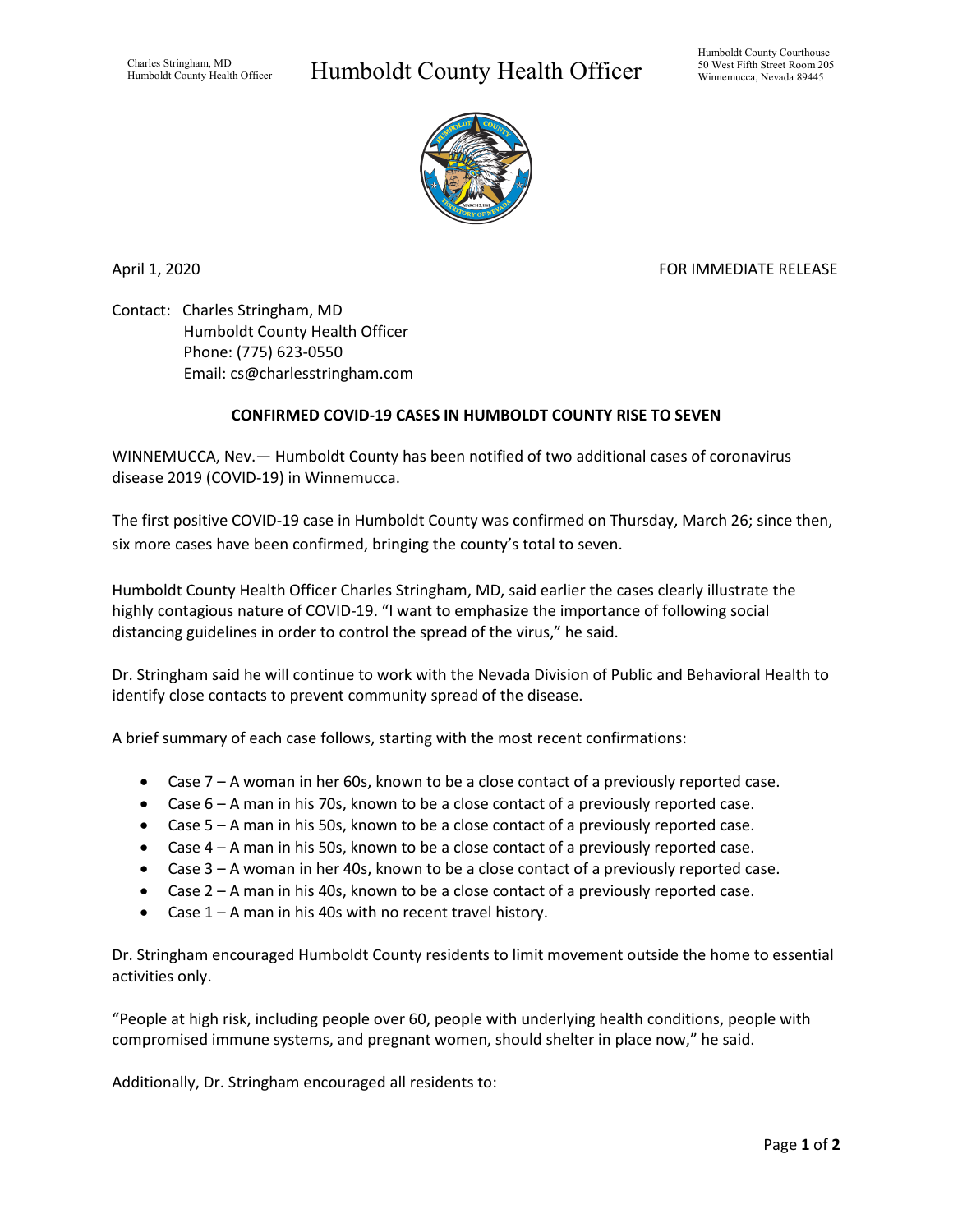Charles Stringham, MD
Humboldt County Health Officer

# Humboldt County Health Officer

Humboldt County Courthouse
50 West Fifth Street Room 205
Winnemucca, Nevada 89445

April 1, 2020

FOR IMMEDIATE RELEASE

Contact: Charles Stringham, MD
Humboldt County Health Officer
Phone: (775) 623-0550
Email: cs@charlesstringham.com

**CONFIRMED COVID-19 CASES IN HUMBOLDT COUNTY RISE TO SEVEN**

WINNEMUCCA, Nev.— Humboldt County has been notified of two additional cases of coronavirus disease 2019 (COVID-19) in Winnemucca.

The first positive COVID-19 case in Humboldt County was confirmed on Thursday, March 26; since then, six more cases have been confirmed, bringing the county's total to seven.

Humboldt County Health Officer Charles Stringham, MD, said earlier the cases clearly illustrate the highly contagious nature of COVID-19. "I want to emphasize the importance of following social distancing guidelines in order to control the spread of the virus," he said.

Dr. Stringham said he will continue to work with the Nevada Division of Public and Behavioral Health to identify close contacts to prevent community spread of the disease.

A brief summary of each case follows, starting with the most recent confirmations:

- Case 7 – A woman in her 60s, known to be a close contact of a previously reported case.
- Case 6 – A man in his 70s, known to be a close contact of a previously reported case.
- Case 5 – A man in his 50s, known to be a close contact of a previously reported case.
- Case 4 – A man in his 50s, known to be a close contact of a previously reported case.
- Case 3 – A woman in her 40s, known to be a close contact of a previously reported case.
- Case 2 – A man in his 40s, known to be a close contact of a previously reported case.
- Case 1 – A man in his 40s with no recent travel history.

Dr. Stringham encouraged Humboldt County residents to limit movement outside the home to essential activities only.

"People at high risk, including people over 60, people with underlying health conditions, people with compromised immune systems, and pregnant women, should shelter in place now," he said.

Additionally, Dr. Stringham encouraged all residents to: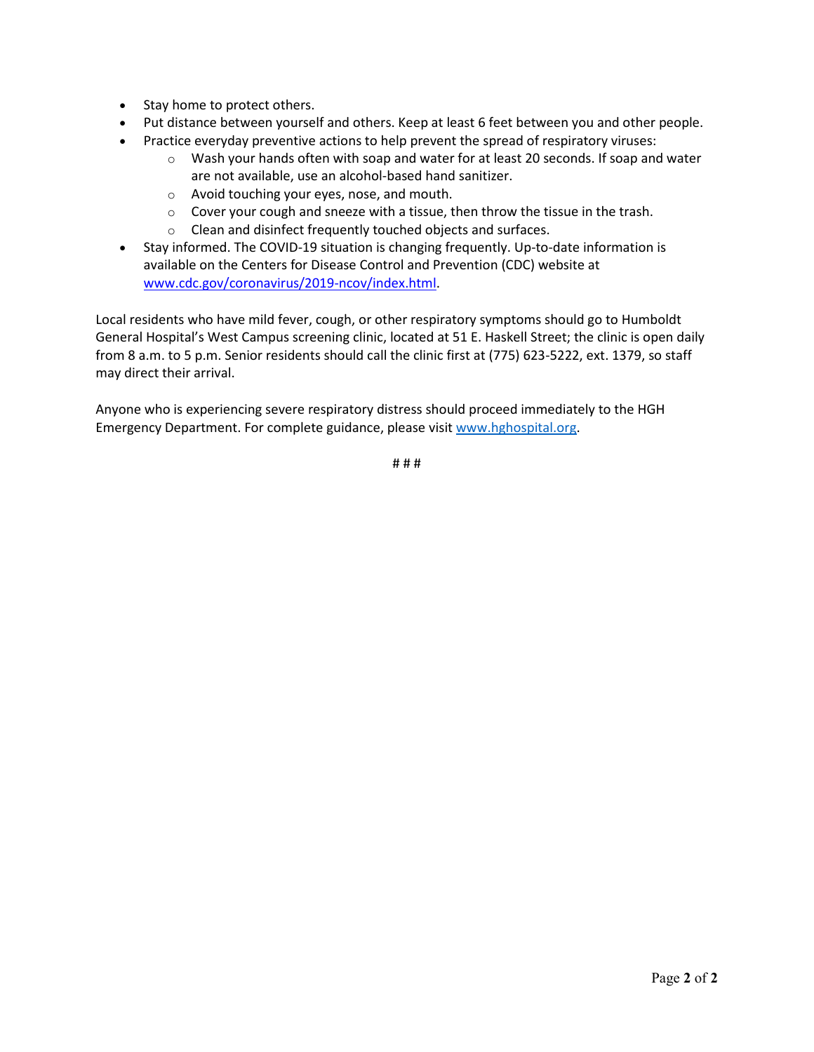- Stay home to protect others.
- Put distance between yourself and others. Keep at least 6 feet between you and other people.
- Practice everyday preventive actions to help prevent the spread of respiratory viruses:
  - Wash your hands often with soap and water for at least 20 seconds. If soap and water are not available, use an alcohol-based hand sanitizer.
  - Avoid touching your eyes, nose, and mouth.
  - Cover your cough and sneeze with a tissue, then throw the tissue in the trash.
  - Clean and disinfect frequently touched objects and surfaces.
- Stay informed. The COVID-19 situation is changing frequently. Up-to-date information is available on the Centers for Disease Control and Prevention (CDC) website at [www.cdc.gov/coronavirus/2019-ncov/index.html](www.cdc.gov/coronavirus/2019-ncov/index.html).

Local residents who have mild fever, cough, or other respiratory symptoms should go to Humboldt General Hospital's West Campus screening clinic, located at 51 E. Haskell Street; the clinic is open daily from 8 a.m. to 5 p.m. Senior residents should call the clinic first at (775) 623-5222, ext. 1379, so staff may direct their arrival.

Anyone who is experiencing severe respiratory distress should proceed immediately to the HGH Emergency Department. For complete guidance, please visit [www.hghospital.org](www.hghospital.org).

# # #